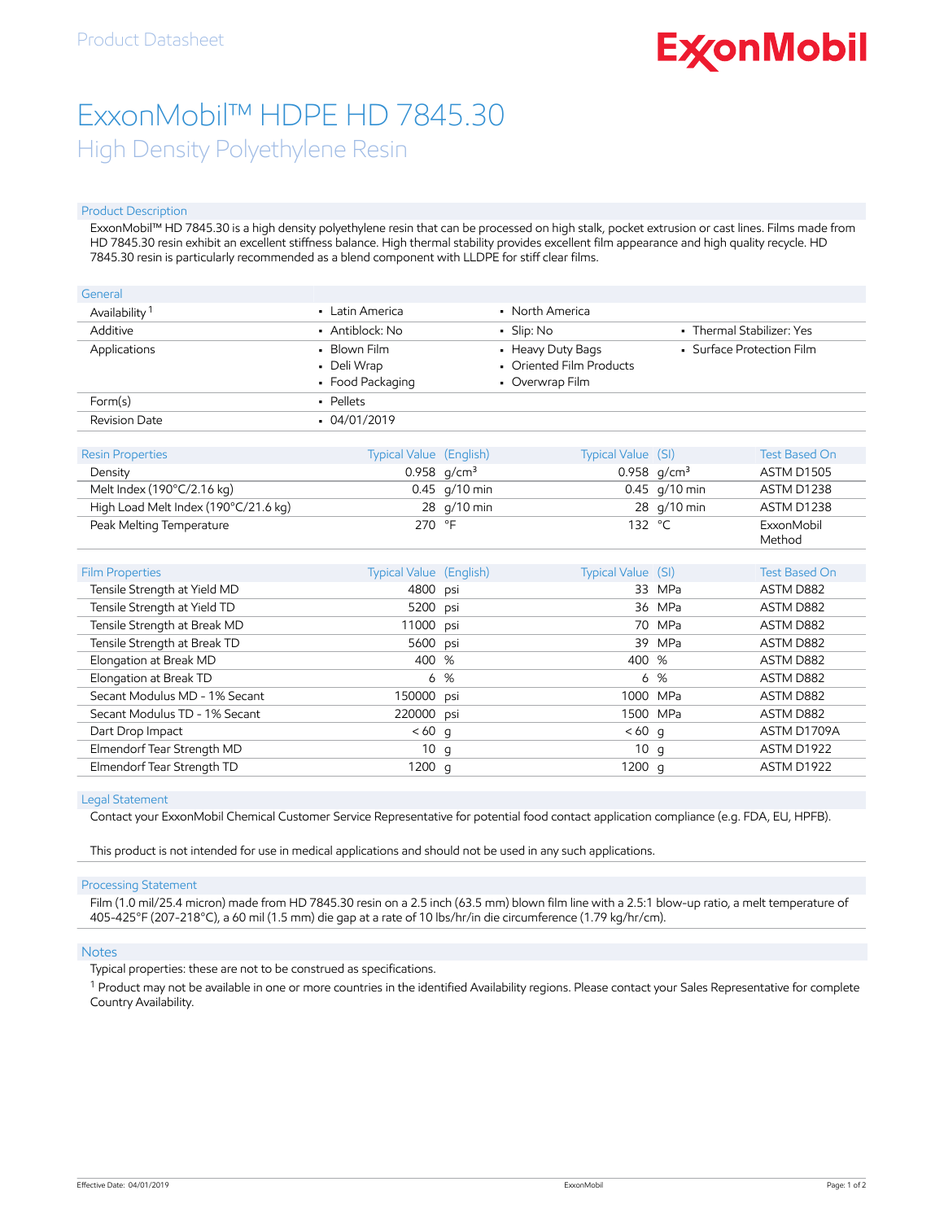Product Datasheet

# ExxonMobil™ HDPE HD 7845.30

## High Density Polyethylene Resin

### Product Description

ExxonMobil™ HD 7845.30 is a high density polyethylene resin that can be processed on high stalk, pocket extrusion or cast lines. Films made from HD 7845.30 resin exhibit an excellent stiffness balance. High thermal stability provides excellent film appearance and high quality recycle. HD 7845.30 resin is particularly recommended as a blend component with LLDPE for stiff clear films.

### General

| General | | | |
|---|---|---|---|
| Availability [1] | • Latin America | • North America | |
| Additive | • Antiblock: No | • Slip: No | • Thermal Stabilizer: Yes |
| Applications | • Blown Film<br>• Deli Wrap<br>• Food Packaging | • Heavy Duty Bags<br>• Oriented Film Products<br>• Overwrap Film | • Surface Protection Film |
| Form(s) | • Pellets | | |
| Revision Date | • 04/01/2019 | | |

### Resin Properties

| Resin Properties | Typical Value (English) | | Typical Value (SI) | | Test Based On |
|---|---|---|---|---|---|
| Density | 0.958 | g/cm³ | 0.958 | g/cm³ | ASTM D1505 |
| Melt Index (190°C/2.16 kg) | 0.45 | g/10 min | 0.45 | g/10 min | ASTM D1238 |
| High Load Melt Index (190°C/21.6 kg) | 28 | g/10 min | 28 | g/10 min | ASTM D1238 |
| Peak Melting Temperature | 270 | °F | 132 | °C | ExxonMobil Method |

### Film Properties

| Film Properties | Typical Value (English) | | Typical Value (SI) | | Test Based On |
|---|---|---|---|---|---|
| Tensile Strength at Yield MD | 4800 | psi | 33 | MPa | ASTM D882 |
| Tensile Strength at Yield TD | 5200 | psi | 36 | MPa | ASTM D882 |
| Tensile Strength at Break MD | 11000 | psi | 70 | MPa | ASTM D882 |
| Tensile Strength at Break TD | 5600 | psi | 39 | MPa | ASTM D882 |
| Elongation at Break MD | 400 | % | 400 | % | ASTM D882 |
| Elongation at Break TD | 6 | % | 6 | % | ASTM D882 |
| Secant Modulus MD - 1% Secant | 150000 | psi | 1000 | MPa | ASTM D882 |
| Secant Modulus TD - 1% Secant | 220000 | psi | 1500 | MPa | ASTM D882 |
| Dart Drop Impact | < 60 | g | < 60 | g | ASTM D1709A |
| Elmendorf Tear Strength MD | 10 | g | 10 | g | ASTM D1922 |
| Elmendorf Tear Strength TD | 1200 | g | 1200 | g | ASTM D1922 |

### Legal Statement

Contact your ExxonMobil Chemical Customer Service Representative for potential food contact application compliance (e.g. FDA, EU, HPFB).

This product is not intended for use in medical applications and should not be used in any such applications.

### Processing Statement

Film (1.0 mil/25.4 micron) made from HD 7845.30 resin on a 2.5 inch (63.5 mm) blown film line with a 2.5:1 blow-up ratio, a melt temperature of 405-425°F (207-218°C), a 60 mil (1.5 mm) die gap at a rate of 10 lbs/hr/in die circumference (1.79 kg/hr/cm).

### Notes

Typical properties: these are not to be construed as specifications.

[1] Product may not be available in one or more countries in the identified Availability regions. Please contact your Sales Representative for complete Country Availability.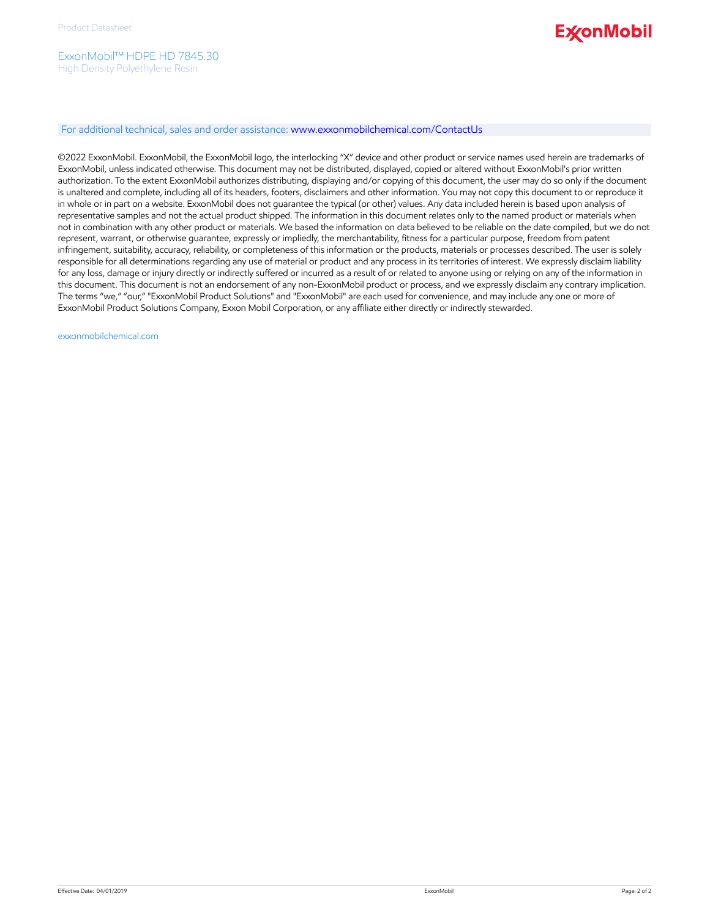For additional technical, sales and order assistance: www.exxonmobilchemical.com/ContactUs

©2022 ExxonMobil. ExxonMobil, the ExxonMobil logo, the interlocking "X" device and other product or service names used herein are trademarks of ExxonMobil, unless indicated otherwise. This document may not be distributed, displayed, copied or altered without ExxonMobil's prior written authorization. To the extent ExxonMobil authorizes distributing, displaying and/or copying of this document, the user may do so only if the document is unaltered and complete, including all of its headers, footers, disclaimers and other information. You may not copy this document to or reproduce it in whole or in part on a website. ExxonMobil does not guarantee the typical (or other) values. Any data included herein is based upon analysis of representative samples and not the actual product shipped. The information in this document relates only to the named product or materials when not in combination with any other product or materials. We based the information on data believed to be reliable on the date compiled, but we do not represent, warrant, or otherwise guarantee, expressly or impliedly, the merchantability, fitness for a particular purpose, freedom from patent infringement, suitability, accuracy, reliability, or completeness of this information or the products, materials or processes described. The user is solely responsible for all determinations regarding any use of material or product and any process in its territories of interest. We expressly disclaim liability for any loss, damage or injury directly or indirectly suffered or incurred as a result of or related to anyone using or relying on any of the information in this document. This document is not an endorsement of any non-ExxonMobil product or process, and we expressly disclaim any contrary implication. The terms "we," "our," "ExxonMobil Product Solutions" and "ExxonMobil" are each used for convenience, and may include any one or more of ExxonMobil Product Solutions Company, Exxon Mobil Corporation, or any affiliate either directly or indirectly stewarded.

exxonmobilchemical.com

Effective Date: 04/01/2019